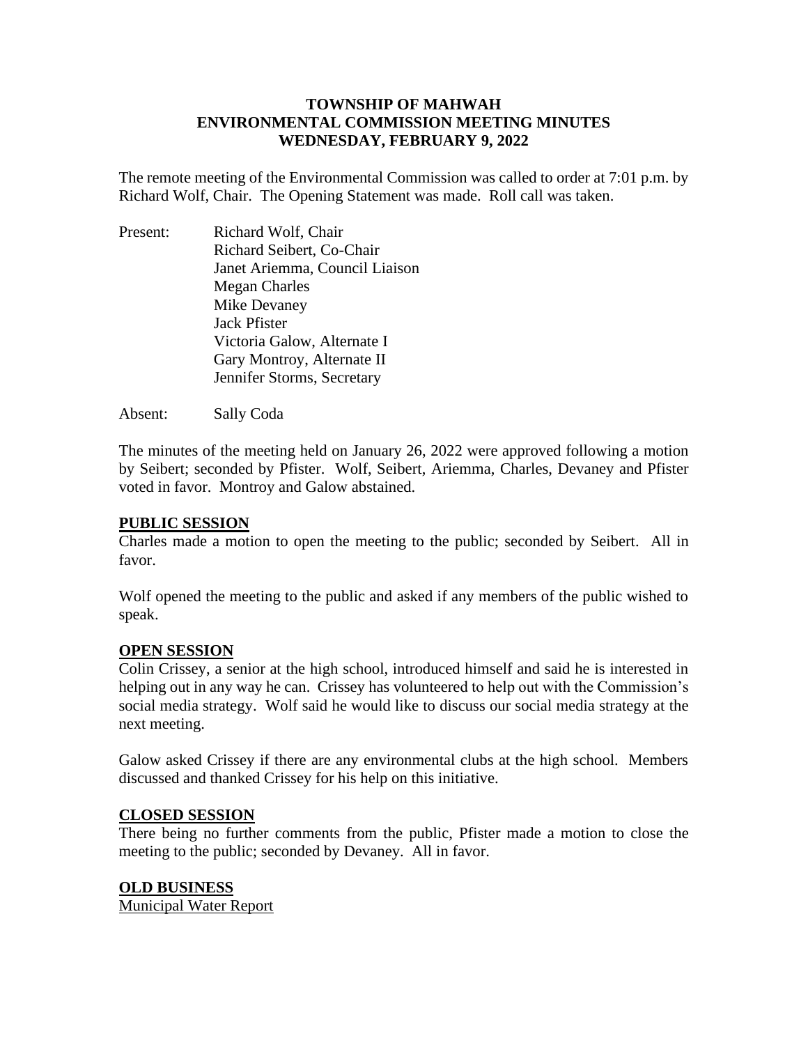# TOWNSHIP OF MAHWAH
# ENVIRONMENTAL COMMISSION MEETING MINUTES
# WEDNESDAY, FEBRUARY 9, 2022

The remote meeting of the Environmental Commission was called to order at 7:01 p.m. by Richard Wolf, Chair. The Opening Statement was made. Roll call was taken.

Present:
- Richard Wolf, Chair
- Richard Seibert, Co-Chair
- Janet Ariemma, Council Liaison
- Megan Charles
- Mike Devaney
- Jack Pfister
- Victoria Galow, Alternate I
- Gary Montroy, Alternate II
- Jennifer Storms, Secretary

Absent: Sally Coda

The minutes of the meeting held on January 26, 2022 were approved following a motion by Seibert; seconded by Pfister. Wolf, Seibert, Ariemma, Charles, Devaney and Pfister voted in favor. Montroy and Galow abstained.

## PUBLIC SESSION

Charles made a motion to open the meeting to the public; seconded by Seibert. All in favor.

Wolf opened the meeting to the public and asked if any members of the public wished to speak.

## OPEN SESSION

Colin Crissey, a senior at the high school, introduced himself and said he is interested in helping out in any way he can. Crissey has volunteered to help out with the Commission's social media strategy. Wolf said he would like to discuss our social media strategy at the next meeting.

Galow asked Crissey if there are any environmental clubs at the high school. Members discussed and thanked Crissey for his help on this initiative.

## CLOSED SESSION

There being no further comments from the public, Pfister made a motion to close the meeting to the public; seconded by Devaney. All in favor.

## OLD BUSINESS

Municipal Water Report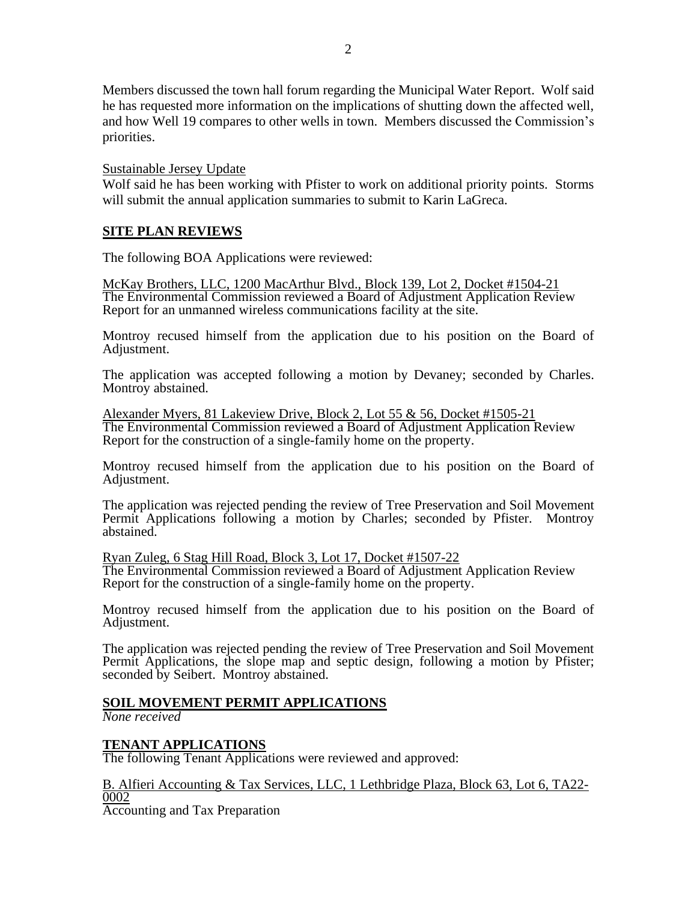Members discussed the town hall forum regarding the Municipal Water Report. Wolf said he has requested more information on the implications of shutting down the affected well, and how Well 19 compares to other wells in town. Members discussed the Commission's priorities.

Sustainable Jersey Update

Wolf said he has been working with Pfister to work on additional priority points. Storms will submit the annual application summaries to submit to Karin LaGreca.

## SITE PLAN REVIEWS

The following BOA Applications were reviewed:

McKay Brothers, LLC, 1200 MacArthur Blvd., Block 139, Lot 2, Docket #1504-21

The Environmental Commission reviewed a Board of Adjustment Application Review Report for an unmanned wireless communications facility at the site.

Montroy recused himself from the application due to his position on the Board of Adjustment.

The application was accepted following a motion by Devaney; seconded by Charles. Montroy abstained.

Alexander Myers, 81 Lakeview Drive, Block 2, Lot 55 & 56, Docket #1505-21

The Environmental Commission reviewed a Board of Adjustment Application Review Report for the construction of a single-family home on the property.

Montroy recused himself from the application due to his position on the Board of Adjustment.

The application was rejected pending the review of Tree Preservation and Soil Movement Permit Applications following a motion by Charles; seconded by Pfister. Montroy abstained.

Ryan Zuleg, 6 Stag Hill Road, Block 3, Lot 17, Docket #1507-22

The Environmental Commission reviewed a Board of Adjustment Application Review Report for the construction of a single-family home on the property.

Montroy recused himself from the application due to his position on the Board of Adjustment.

The application was rejected pending the review of Tree Preservation and Soil Movement Permit Applications, the slope map and septic design, following a motion by Pfister; seconded by Seibert. Montroy abstained.

## SOIL MOVEMENT PERMIT APPLICATIONS

*None received*

## TENANT APPLICATIONS

The following Tenant Applications were reviewed and approved:

B. Alfieri Accounting & Tax Services, LLC, 1 Lethbridge Plaza, Block 63, Lot 6, TA22-0002

Accounting and Tax Preparation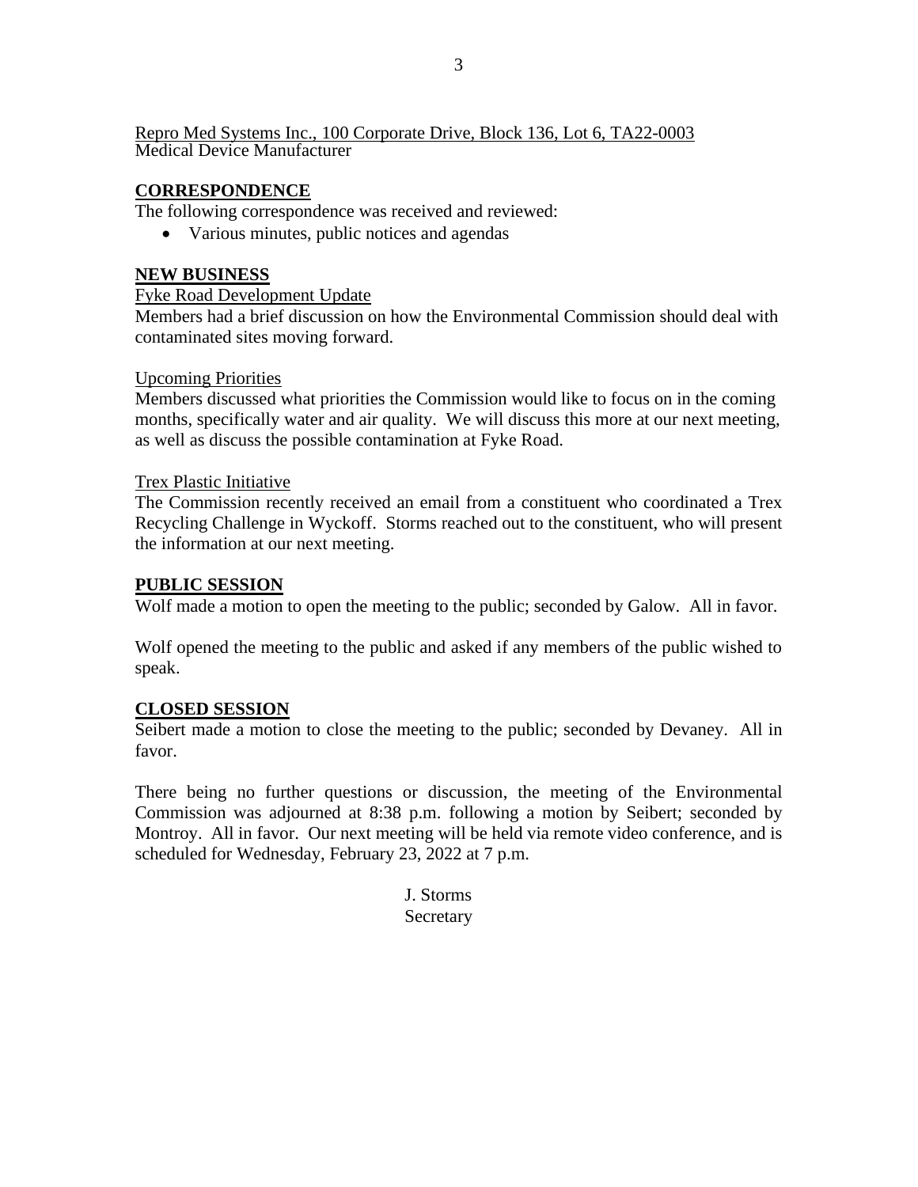Repro Med Systems Inc., 100 Corporate Drive, Block 136, Lot 6, TA22-0003
Medical Device Manufacturer

## CORRESPONDENCE

The following correspondence was received and reviewed:

- Various minutes, public notices and agendas

## NEW BUSINESS

Fyke Road Development Update

Members had a brief discussion on how the Environmental Commission should deal with contaminated sites moving forward.

Upcoming Priorities

Members discussed what priorities the Commission would like to focus on in the coming months, specifically water and air quality. We will discuss this more at our next meeting, as well as discuss the possible contamination at Fyke Road.

Trex Plastic Initiative

The Commission recently received an email from a constituent who coordinated a Trex Recycling Challenge in Wyckoff. Storms reached out to the constituent, who will present the information at our next meeting.

## PUBLIC SESSION

Wolf made a motion to open the meeting to the public; seconded by Galow. All in favor.

Wolf opened the meeting to the public and asked if any members of the public wished to speak.

## CLOSED SESSION

Seibert made a motion to close the meeting to the public; seconded by Devaney. All in favor.

There being no further questions or discussion, the meeting of the Environmental Commission was adjourned at 8:38 p.m. following a motion by Seibert; seconded by Montroy. All in favor. Our next meeting will be held via remote video conference, and is scheduled for Wednesday, February 23, 2022 at 7 p.m.

J. Storms
Secretary